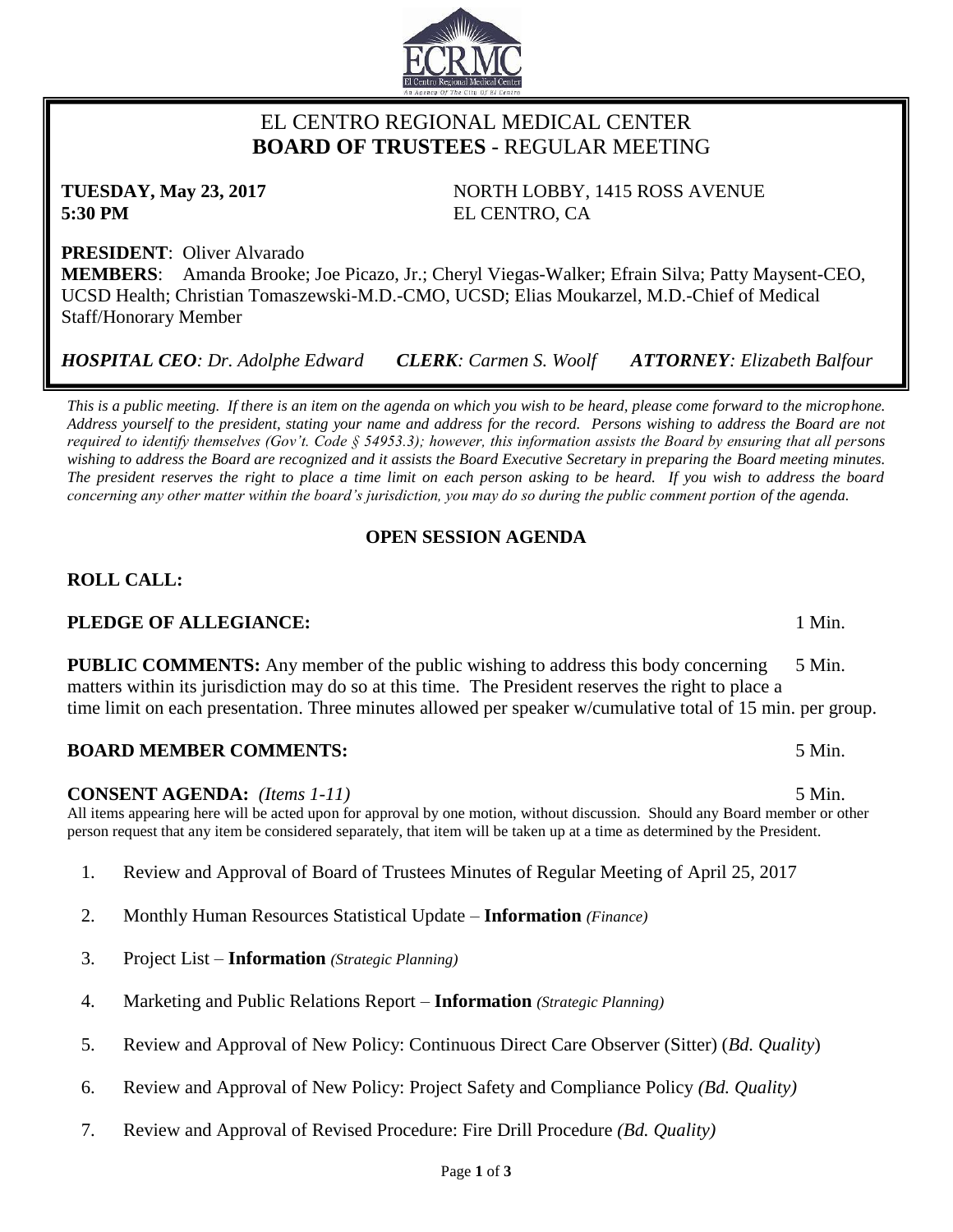# EL CENTRO REGIONAL MEDICAL CENTER
## **BOARD OF TRUSTEES** - REGULAR MEETING

**TUESDAY, May 23, 2017**
**5:30 PM**

NORTH LOBBY, 1415 ROSS AVENUE
EL CENTRO, CA

**PRESIDENT**: Oliver Alvarado
**MEMBERS**: Amanda Brooke; Joe Picazo, Jr.; Cheryl Viegas-Walker; Efrain Silva; Patty Maysent-CEO, UCSD Health; Christian Tomaszewski-M.D.-CMO, UCSD; Elias Moukarzel, M.D.-Chief of Medical Staff/Honorary Member

***HOSPITAL CEO**: Dr. Adolphe Edward* ***CLERK**: Carmen S. Woolf* ***ATTORNEY**: Elizabeth Balfour*

*This is a public meeting. If there is an item on the agenda on which you wish to be heard, please come forward to the microphone. Address yourself to the president, stating your name and address for the record. Persons wishing to address the Board are not required to identify themselves (Gov't. Code § 54953.3); however, this information assists the Board by ensuring that all persons wishing to address the Board are recognized and it assists the Board Executive Secretary in preparing the Board meeting minutes. The president reserves the right to place a time limit on each person asking to be heard. If you wish to address the board concerning any other matter within the board's jurisdiction, you may do so during the public comment portion of the agenda.*

### OPEN SESSION AGENDA

**ROLL CALL:**

**PLEDGE OF ALLEGIANCE:** 1 Min.

**PUBLIC COMMENTS:** Any member of the public wishing to address this body concerning matters within its jurisdiction may do so at this time. The President reserves the right to place a time limit on each presentation. Three minutes allowed per speaker w/cumulative total of 15 min. per group. 5 Min.

**BOARD MEMBER COMMENTS:** 5 Min.

**CONSENT AGENDA:** *(Items 1-11)* 5 Min.
All items appearing here will be acted upon for approval by one motion, without discussion. Should any Board member or other person request that any item be considered separately, that item will be taken up at a time as determined by the President.

1. Review and Approval of Board of Trustees Minutes of Regular Meeting of April 25, 2017
2. Monthly Human Resources Statistical Update – **Information** *(Finance)*
3. Project List – **Information** *(Strategic Planning)*
4. Marketing and Public Relations Report – **Information** *(Strategic Planning)*
5. Review and Approval of New Policy: Continuous Direct Care Observer (Sitter) (*Bd. Quality*)
6. Review and Approval of New Policy: Project Safety and Compliance Policy *(Bd. Quality)*
7. Review and Approval of Revised Procedure: Fire Drill Procedure *(Bd. Quality)*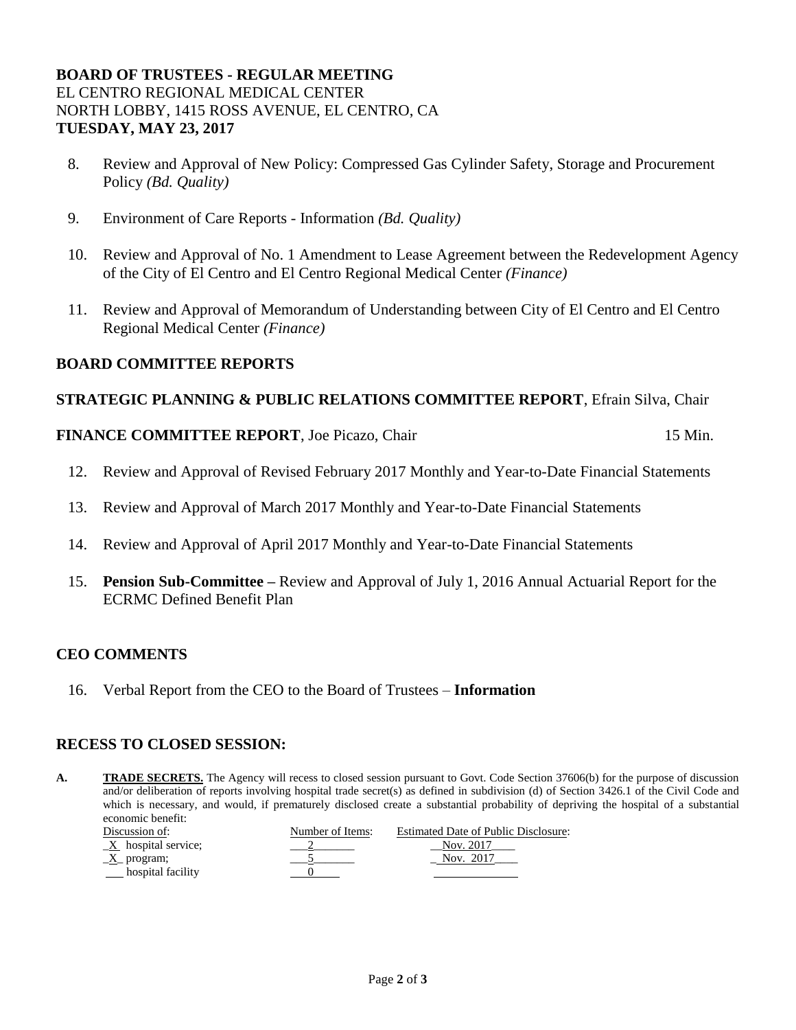**BOARD OF TRUSTEES - REGULAR MEETING**
EL CENTRO REGIONAL MEDICAL CENTER
NORTH LOBBY, 1415 ROSS AVENUE, EL CENTRO, CA
**TUESDAY, MAY 23, 2017**

8. Review and Approval of New Policy: Compressed Gas Cylinder Safety, Storage and Procurement Policy *(Bd. Quality)*

9. Environment of Care Reports - Information *(Bd. Quality)*

10. Review and Approval of No. 1 Amendment to Lease Agreement between the Redevelopment Agency of the City of El Centro and El Centro Regional Medical Center *(Finance)*

11. Review and Approval of Memorandum of Understanding between City of El Centro and El Centro Regional Medical Center *(Finance)*

## BOARD COMMITTEE REPORTS

**STRATEGIC PLANNING & PUBLIC RELATIONS COMMITTEE REPORT**, Efrain Silva, Chair

**FINANCE COMMITTEE REPORT**, Joe Picazo, Chair 15 Min.

12. Review and Approval of Revised February 2017 Monthly and Year-to-Date Financial Statements

13. Review and Approval of March 2017 Monthly and Year-to-Date Financial Statements

14. Review and Approval of April 2017 Monthly and Year-to-Date Financial Statements

15. **Pension Sub-Committee –** Review and Approval of July 1, 2016 Annual Actuarial Report for the ECRMC Defined Benefit Plan

## CEO COMMENTS

16. Verbal Report from the CEO to the Board of Trustees – **Information**

## RECESS TO CLOSED SESSION:

**A.** **TRADE SECRETS.** The Agency will recess to closed session pursuant to Govt. Code Section 37606(b) for the purpose of discussion and/or deliberation of reports involving hospital trade secret(s) as defined in subdivision (d) of Section 3426.1 of the Civil Code and which is necessary, and would, if prematurely disclosed create a substantial probability of depriving the hospital of a substantial economic benefit:

| Discussion of: | Number of Items: | Estimated Date of Public Disclosure: |
|---|---|---|
| X hospital service; | 2 | Nov. 2017 |
| X program; | 5 | Nov. 2017 |
| hospital facility | 0 | |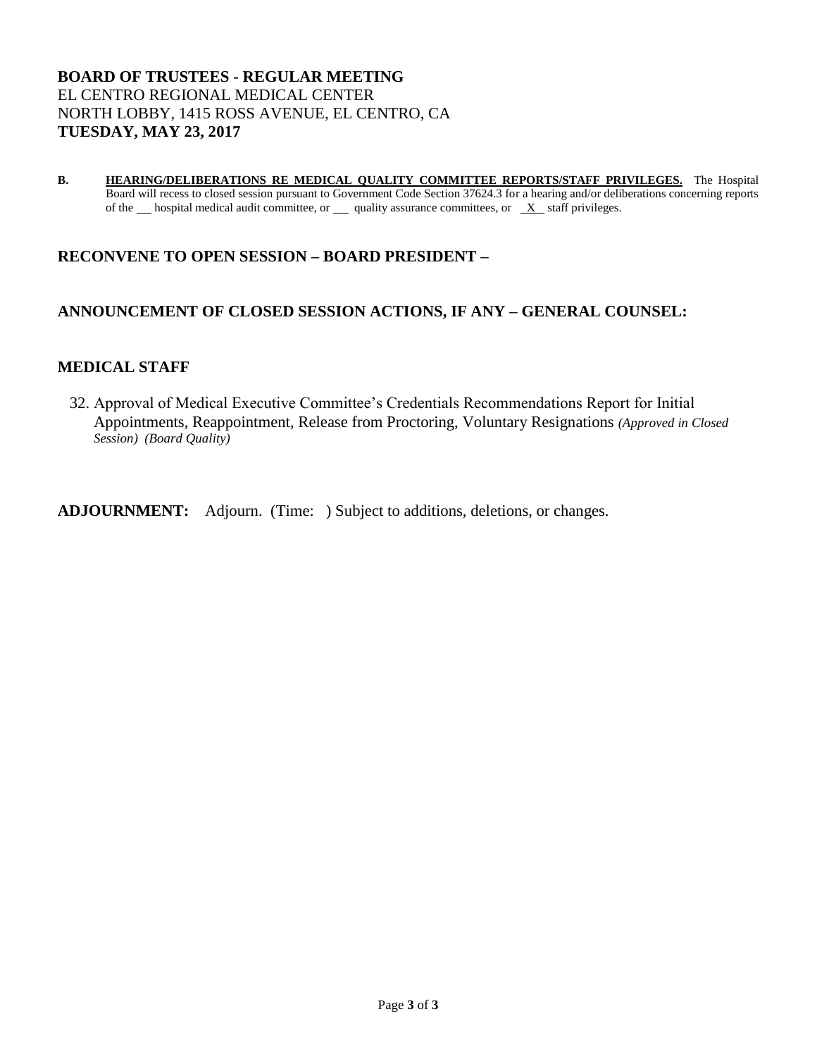**BOARD OF TRUSTEES - REGULAR MEETING**
EL CENTRO REGIONAL MEDICAL CENTER
NORTH LOBBY, 1415 ROSS AVENUE, EL CENTRO, CA
**TUESDAY, MAY 23, 2017**

**B.** **HEARING/DELIBERATIONS RE MEDICAL QUALITY COMMITTEE REPORTS/STAFF PRIVILEGES.** The Hospital Board will recess to closed session pursuant to Government Code Section 37624.3 for a hearing and/or deliberations concerning reports of the \_\_ hospital medical audit committee, or \_\_ quality assurance committees, or \_X\_ staff privileges.

## RECONVENE TO OPEN SESSION – BOARD PRESIDENT –

## ANNOUNCEMENT OF CLOSED SESSION ACTIONS, IF ANY – GENERAL COUNSEL:

## MEDICAL STAFF

32. Approval of Medical Executive Committee's Credentials Recommendations Report for Initial Appointments, Reappointment, Release from Proctoring, Voluntary Resignations *(Approved in Closed Session) (Board Quality)*

**ADJOURNMENT:** Adjourn. (Time: ) Subject to additions, deletions, or changes.